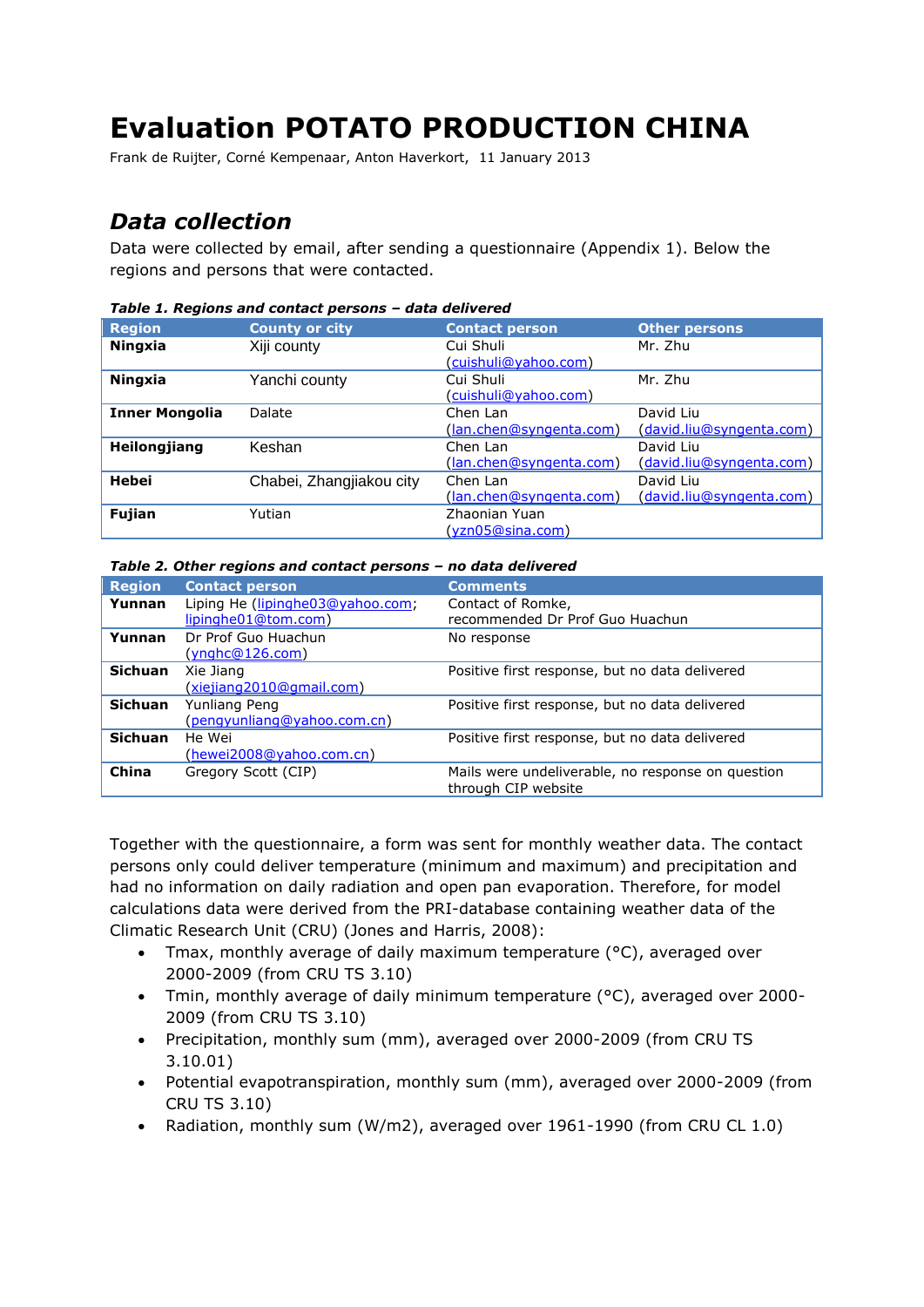# Evaluation POTATO PRODUCTION CHINA

Frank de Ruijter, Corné Kempenaar, Anton Haverkort, 11 January 2013

## *Data collection*

Data were collected by email, after sending a questionnaire (Appendix 1). Below the regions and persons that were contacted.

***Table 1. Regions and contact persons – data delivered***

| Region | County or city | Contact person | Other persons |
|---|---|---|---|
| **Ningxia** | Xiji county | Cui Shuli (cuishuli@yahoo.com) | Mr. Zhu |
| **Ningxia** | Yanchi county | Cui Shuli (cuishuli@yahoo.com) | Mr. Zhu |
| **Inner Mongolia** | Dalate | Chen Lan (lan.chen@syngenta.com) | David Liu (david.liu@syngenta.com) |
| **Heilongjiang** | Keshan | Chen Lan (lan.chen@syngenta.com) | David Liu (david.liu@syngenta.com) |
| **Hebei** | Chabei, Zhangjiakou city | Chen Lan (lan.chen@syngenta.com) | David Liu (david.liu@syngenta.com) |
| **Fujian** | Yutian | Zhaonian Yuan (yzn05@sina.com) | |

***Table 2. Other regions and contact persons – no data delivered***

| Region | Contact person | Comments |
|---|---|---|
| **Yunnan** | Liping He (lipinghe03@yahoo.com; lipinghe01@tom.com) | Contact of Romke, recommended Dr Prof Guo Huachun |
| **Yunnan** | Dr Prof Guo Huachun (ynghc@126.com) | No response |
| **Sichuan** | Xie Jiang (xiejiang2010@gmail.com) | Positive first response, but no data delivered |
| **Sichuan** | Yunliang Peng (pengyunliang@yahoo.com.cn) | Positive first response, but no data delivered |
| **Sichuan** | He Wei (hewei2008@yahoo.com.cn) | Positive first response, but no data delivered |
| **China** | Gregory Scott (CIP) | Mails were undeliverable, no response on question through CIP website |

Together with the questionnaire, a form was sent for monthly weather data. The contact persons only could deliver temperature (minimum and maximum) and precipitation and had no information on daily radiation and open pan evaporation. Therefore, for model calculations data were derived from the PRI-database containing weather data of the Climatic Research Unit (CRU) (Jones and Harris, 2008):

- Tmax, monthly average of daily maximum temperature (°C), averaged over 2000-2009 (from CRU TS 3.10)
- Tmin, monthly average of daily minimum temperature (°C), averaged over 2000-2009 (from CRU TS 3.10)
- Precipitation, monthly sum (mm), averaged over 2000-2009 (from CRU TS 3.10.01)
- Potential evapotranspiration, monthly sum (mm), averaged over 2000-2009 (from CRU TS 3.10)
- Radiation, monthly sum (W/m2), averaged over 1961-1990 (from CRU CL 1.0)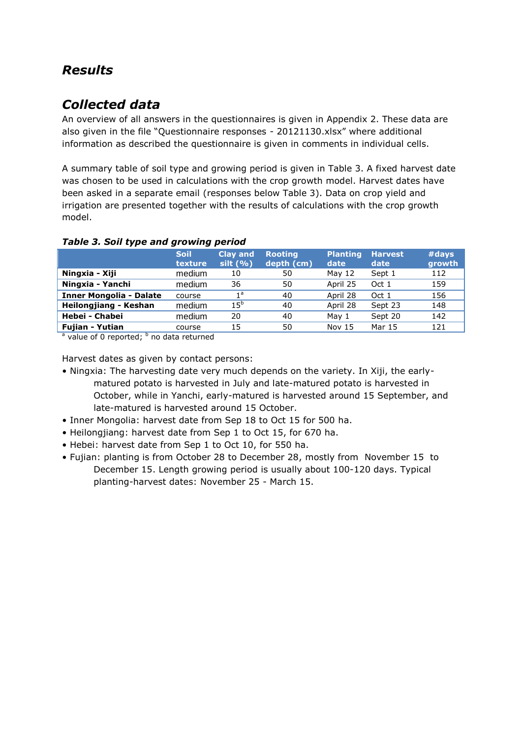## Results

## Collected data

An overview of all answers in the questionnaires is given in Appendix 2. These data are also given in the file "Questionnaire responses - 20121130.xlsx" where additional information as described the questionnaire is given in comments in individual cells.

A summary table of soil type and growing period is given in Table 3. A fixed harvest date was chosen to be used in calculations with the crop growth model. Harvest dates have been asked in a separate email (responses below Table 3). Data on crop yield and irrigation are presented together with the results of calculations with the crop growth model.

***Table 3. Soil type and growing period***

| | Soil texture | Clay and silt (%) | Rooting depth (cm) | Planting date | Harvest date | #days growth |
|---|---|---|---|---|---|---|
| **Ningxia - Xiji** | medium | 10 | 50 | May 12 | Sept 1 | 112 |
| **Ningxia - Yanchi** | medium | 36 | 50 | April 25 | Oct 1 | 159 |
| **Inner Mongolia - Dalate** | course | 1[a] | 40 | April 28 | Oct 1 | 156 |
| **Heilongjiang - Keshan** | medium | 15[b] | 40 | April 28 | Sept 23 | 148 |
| **Hebei - Chabei** | medium | 20 | 40 | May 1 | Sept 20 | 142 |
| **Fujian - Yutian** | course | 15 | 50 | Nov 15 | Mar 15 | 121 |

[a] value of 0 reported; [b] no data returned

Harvest dates as given by contact persons:

- Ningxia: The harvesting date very much depends on the variety. In Xiji, the early-matured potato is harvested in July and late-matured potato is harvested in October, while in Yanchi, early-matured is harvested around 15 September, and late-matured is harvested around 15 October.
- Inner Mongolia: harvest date from Sep 18 to Oct 15 for 500 ha.
- Heilongjiang: harvest date from Sep 1 to Oct 15, for 670 ha.
- Hebei: harvest date from Sep 1 to Oct 10, for 550 ha.
- Fujian: planting is from October 28 to December 28, mostly from November 15 to December 15. Length growing period is usually about 100-120 days. Typical planting-harvest dates: November 25 - March 15.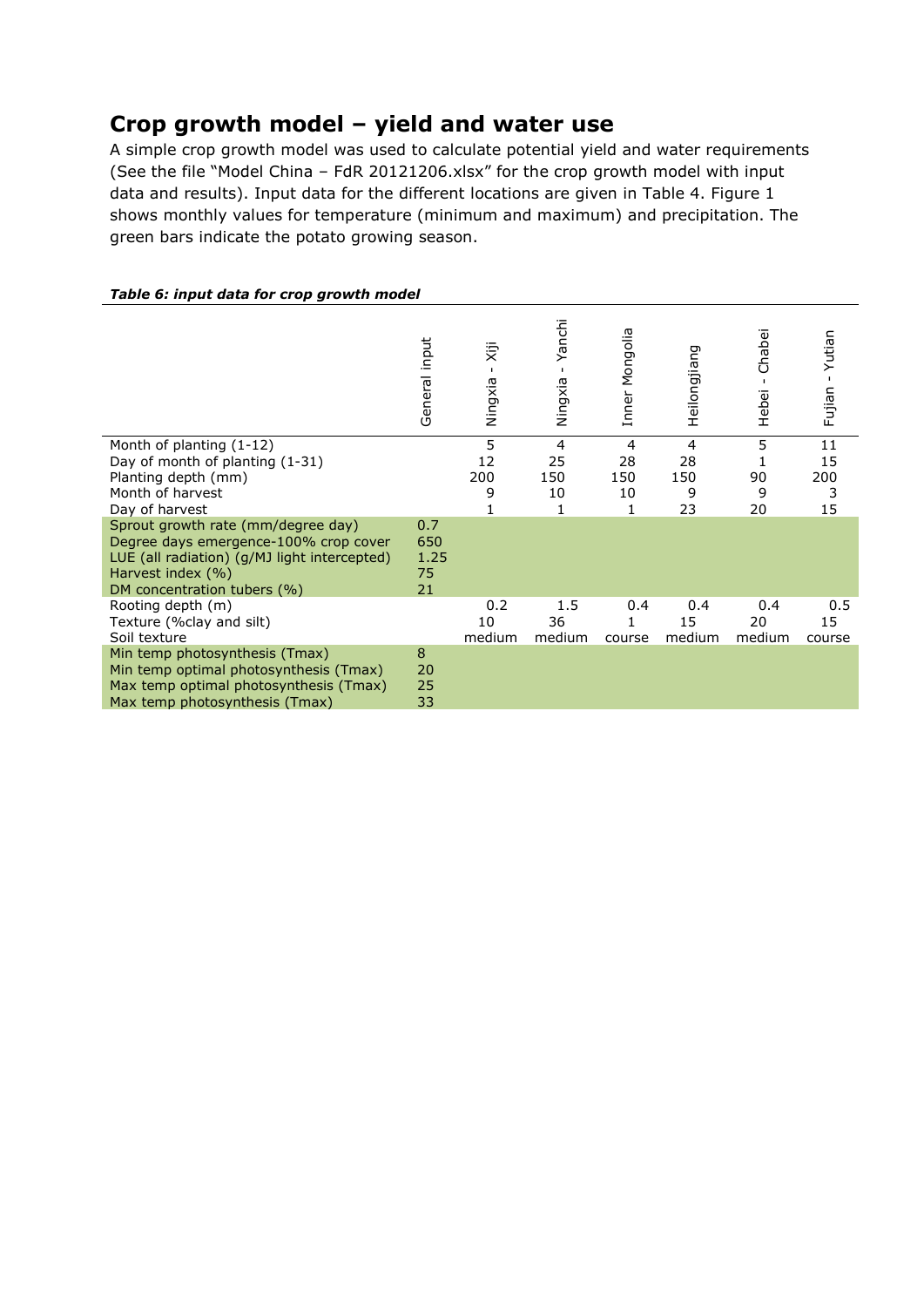## Crop growth model – yield and water use

A simple crop growth model was used to calculate potential yield and water requirements (See the file "Model China – FdR 20121206.xlsx" for the crop growth model with input data and results). Input data for the different locations are given in Table 4. Figure 1 shows monthly values for temperature (minimum and maximum) and precipitation. The green bars indicate the potato growing season.

***Table 6: input data for crop growth model***

| | General input | Ningxia - Xiji | Ningxia - Yanchi | Inner Mongolia | Heilongjiang | Hebei - Chabei | Fujian - Yutian |
|---|---|---|---|---|---|---|---|
| Month of planting (1-12) | | 5 | 4 | 4 | 4 | 5 | 11 |
| Day of month of planting (1-31) | | 12 | 25 | 28 | 28 | 1 | 15 |
| Planting depth (mm) | | 200 | 150 | 150 | 150 | 90 | 200 |
| Month of harvest | | 9 | 10 | 10 | 9 | 9 | 3 |
| Day of harvest | | 1 | 1 | 1 | 23 | 20 | 15 |
| Sprout growth rate (mm/degree day) | 0.7 | | | | | | |
| Degree days emergence-100% crop cover | 650 | | | | | | |
| LUE (all radiation) (g/MJ light intercepted) | 1.25 | | | | | | |
| Harvest index (%) | 75 | | | | | | |
| DM concentration tubers (%) | 21 | | | | | | |
| Rooting depth (m) | | 0.2 | 1.5 | 0.4 | 0.4 | 0.4 | 0.5 |
| Texture (%clay and silt) | | 10 | 36 | 1 | 15 | 20 | 15 |
| Soil texture | | medium | medium | course | medium | medium | course |
| Min temp photosynthesis (Tmax) | 8 | | | | | | |
| Min temp optimal photosynthesis (Tmax) | 20 | | | | | | |
| Max temp optimal photosynthesis (Tmax) | 25 | | | | | | |
| Max temp photosynthesis (Tmax) | 33 | | | | | | |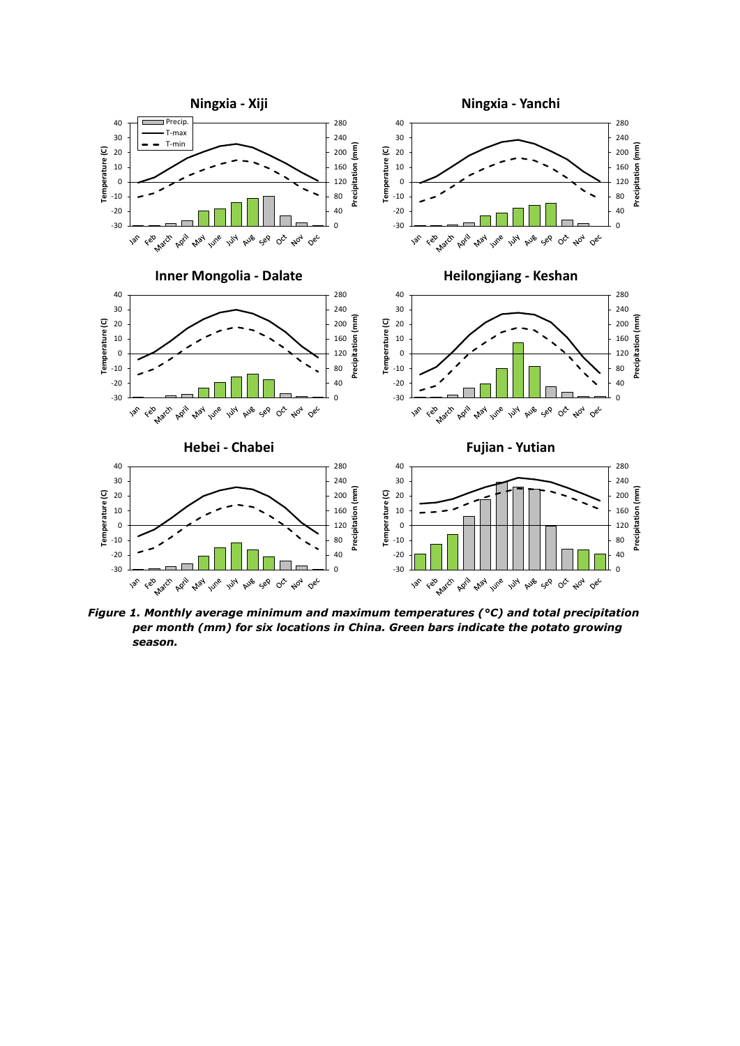*Figure 1. Monthly average minimum and maximum temperatures (°C) and total precipitation per month (mm) for six locations in China. Green bars indicate the potato growing season.*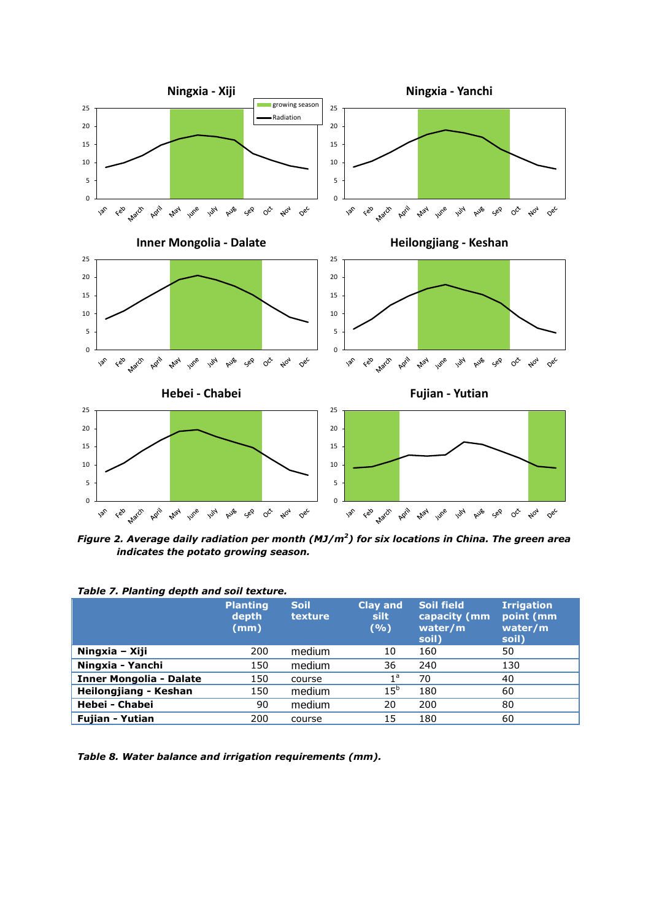Ningxia - Xiji

growing season
Radiation

25
20
15
10
5
0

Jan Feb March April May June July Aug Sep Oct Nov Dec

Ningxia - Yanchi

25
20
15
10
5
0

Jan Feb March April May June July Aug Sep Oct Nov Dec

Inner Mongolia - Dalate

25
20
15
10
5
0

Jan Feb March April May June July Aug Sep Oct Nov Dec

Heilongjiang - Keshan

25
20
15
10
5
0

Jan Feb March April May June July Aug Sep Oct Nov Dec

Hebei - Chabei

25
20
15
10
5
0

Jan Feb March April May June July Aug Sep Oct Nov Dec

Fujian - Yutian

25
20
15
10
5
0

Jan Feb March April May June July Aug Sep Oct Nov Dec

***Figure 2. Average daily radiation per month (MJ/m$^2$) for six locations in China. The green area indicates the potato growing season.***

***Table 7. Planting depth and soil texture.***

| | Planting depth (mm) | Soil texture | Clay and silt (%) | Soil field capacity (mm water/m soil) | Irrigation point (mm water/m soil) |
|---|---|---|---|---|---|
| **Ningxia – Xiji** | 200 | medium | 10 | 160 | 50 |
| **Ningxia - Yanchi** | 150 | medium | 36 | 240 | 130 |
| **Inner Mongolia - Dalate** | 150 | course | 1[a] | 70 | 40 |
| **Heilongjiang - Keshan** | 150 | medium | 15[b] | 180 | 60 |
| **Hebei - Chabei** | 90 | medium | 20 | 200 | 80 |
| **Fujian - Yutian** | 200 | course | 15 | 180 | 60 |

***Table 8. Water balance and irrigation requirements (mm).***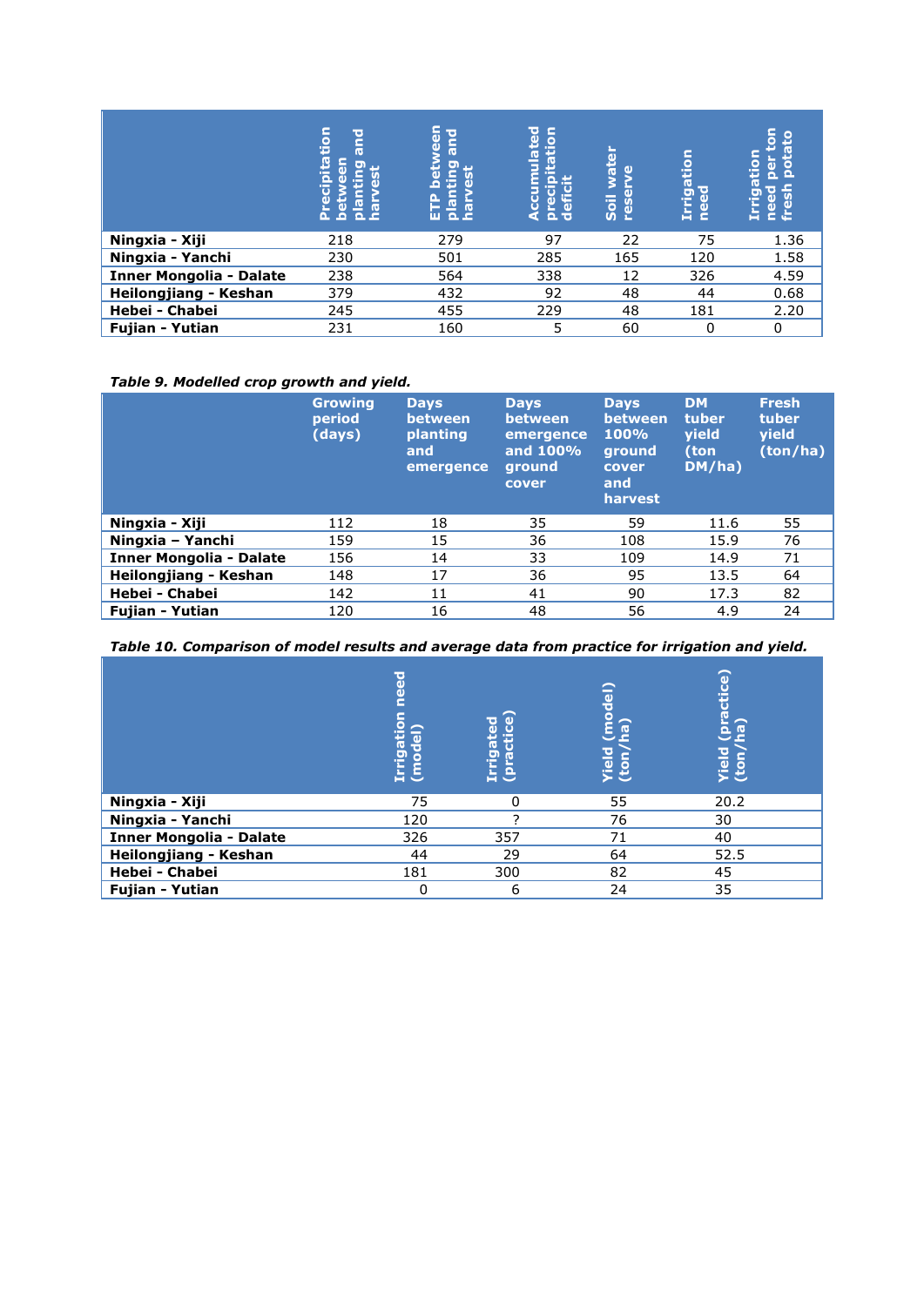| | Precipitation between planting and harvest | ETP between planting and harvest | Accumulated precipitation deficit | Soil water reserve | Irrigation need | Irrigation need per ton fresh potato |
|---|---|---|---|---|---|---|
| **Ningxia - Xiji** | 218 | 279 | 97 | 22 | 75 | 1.36 |
| **Ningxia - Yanchi** | 230 | 501 | 285 | 165 | 120 | 1.58 |
| **Inner Mongolia - Dalate** | 238 | 564 | 338 | 12 | 326 | 4.59 |
| **Heilongjiang - Keshan** | 379 | 432 | 92 | 48 | 44 | 0.68 |
| **Hebei - Chabei** | 245 | 455 | 229 | 48 | 181 | 2.20 |
| **Fujian - Yutian** | 231 | 160 | 5 | 60 | 0 | 0 |

***Table 9. Modelled crop growth and yield.***

| | Growing period (days) | Days between planting and emergence | Days between emergence and 100% ground cover | Days between 100% ground cover and harvest | DM tuber yield (ton DM/ha) | Fresh tuber yield (ton/ha) |
|---|---|---|---|---|---|---|
| **Ningxia - Xiji** | 112 | 18 | 35 | 59 | 11.6 | 55 |
| **Ningxia – Yanchi** | 159 | 15 | 36 | 108 | 15.9 | 76 |
| **Inner Mongolia - Dalate** | 156 | 14 | 33 | 109 | 14.9 | 71 |
| **Heilongjiang - Keshan** | 148 | 17 | 36 | 95 | 13.5 | 64 |
| **Hebei - Chabei** | 142 | 11 | 41 | 90 | 17.3 | 82 |
| **Fujian - Yutian** | 120 | 16 | 48 | 56 | 4.9 | 24 |

***Table 10. Comparison of model results and average data from practice for irrigation and yield.***

| | Irrigation need (model) | Irrigated (practice) | Yield (model) (ton/ha) | Yield (practice) (ton/ha) |
|---|---|---|---|---|
| **Ningxia - Xiji** | 75 | 0 | 55 | 20.2 |
| **Ningxia - Yanchi** | 120 | ? | 76 | 30 |
| **Inner Mongolia - Dalate** | 326 | 357 | 71 | 40 |
| **Heilongjiang - Keshan** | 44 | 29 | 64 | 52.5 |
| **Hebei - Chabei** | 181 | 300 | 82 | 45 |
| **Fujian - Yutian** | 0 | 6 | 24 | 35 |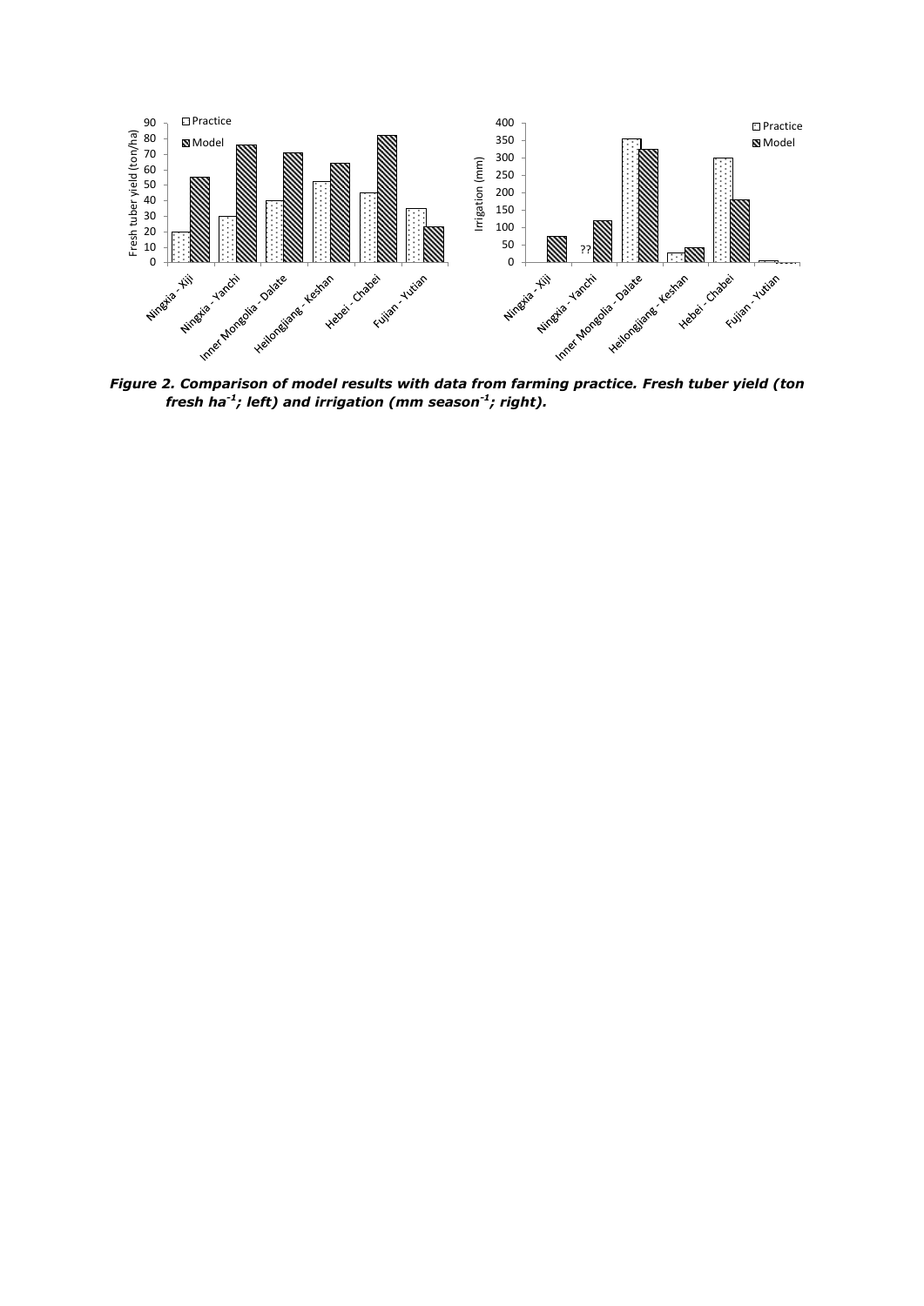Fresh tuber yield (ton/ha)

90
80
70
60
50
40
30
20
10
0

Practice
Model

Ningxia - Xiji
Ningxia - Yanchi
Inner Mongolia - Dalate
Heilongjiang - Keshan
Hebei - Chabei
Fujian - Yutian

Irrigation (mm)

400
350
300
250
200
150
100
50
0

Practice
Model

??

Ningxia - Xiji
Ningxia - Yanchi
Inner Mongolia - Dalate
Heilongjiang - Keshan
Hebei - Chabei
Fujian - Yutian

***Figure 2. Comparison of model results with data from farming practice. Fresh tuber yield (ton fresh ha$^{-1}$; left) and irrigation (mm season$^{-1}$; right).***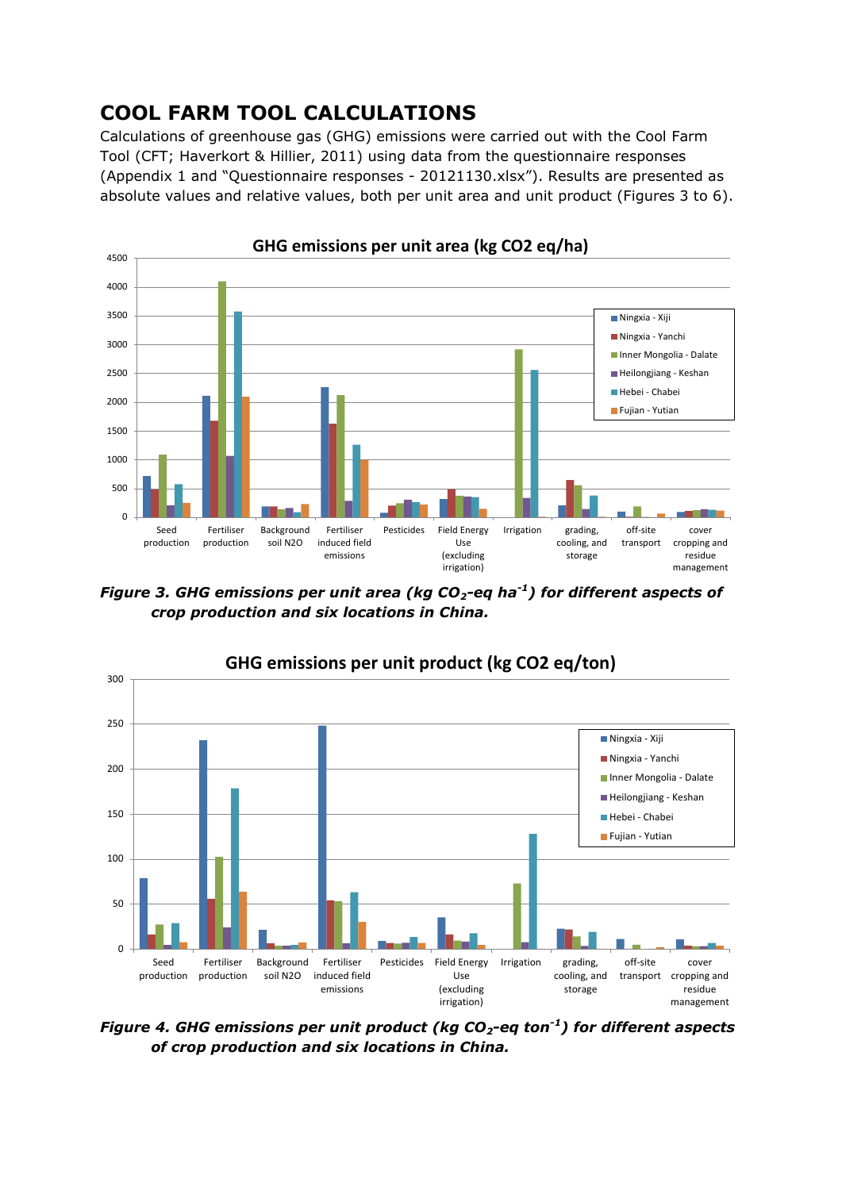## COOL FARM TOOL CALCULATIONS

Calculations of greenhouse gas (GHG) emissions were carried out with the Cool Farm Tool (CFT; Haverkort & Hillier, 2011) using data from the questionnaire responses (Appendix 1 and "Questionnaire responses - 20121130.xlsx"). Results are presented as absolute values and relative values, both per unit area and unit product (Figures 3 to 6).

GHG emissions per unit area (kg CO2 eq/ha)

4500
4000
3500
3000
2500
2000
1500
1000
500
0

Seed production
Fertiliser production
Background soil N2O
Fertiliser induced field emissions
Pesticides
Field Energy Use (excluding irrigation)
Irrigation
grading, cooling, and storage
off-site transport
cover cropping and residue management

Ningxia - Xiji
Ningxia - Yanchi
Inner Mongolia - Dalate
Heilongjiang - Keshan
Hebei - Chabei
Fujian - Yutian

***Figure 3. GHG emissions per unit area (kg $CO_2$-eq $ha^{-1}$) for different aspects of crop production and six locations in China.***

GHG emissions per unit product (kg CO2 eq/ton)

300
250
200
150
100
50
0

Seed production
Fertiliser production
Background soil N2O
Fertiliser induced field emissions
Pesticides
Field Energy Use (excluding irrigation)
Irrigation
grading, cooling, and storage
off-site transport
cover cropping and residue management

Ningxia - Xiji
Ningxia - Yanchi
Inner Mongolia - Dalate
Heilongjiang - Keshan
Hebei - Chabei
Fujian - Yutian

***Figure 4. GHG emissions per unit product (kg $CO_2$-eq $ton^{-1}$) for different aspects of crop production and six locations in China.***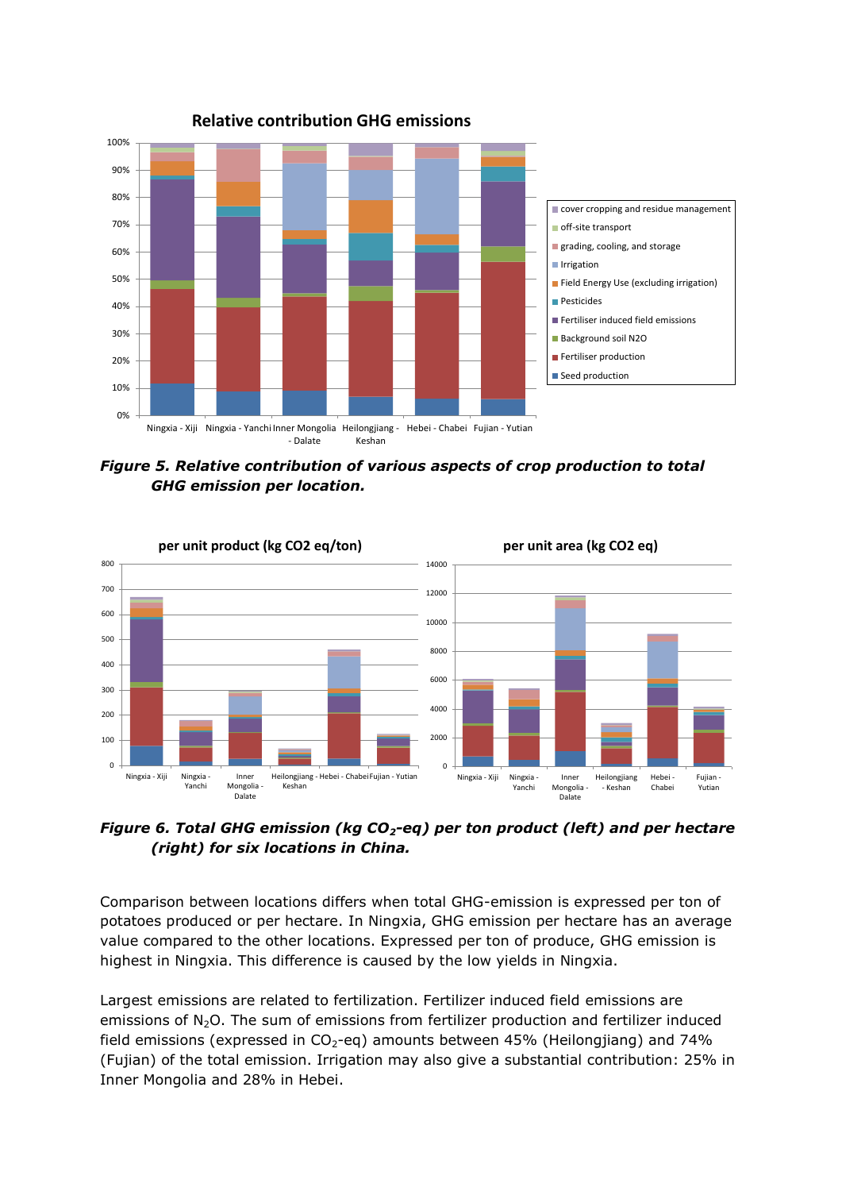**Relative contribution GHG emissions**

100%
90%
80%
70%
60%
50%
40%
30%
20%
10%
0%

Ningxia - Xiji
Ningxia - Yanchi
Inner Mongolia - Dalate
Heilongjiang - Keshan
Hebei - Chabei
Fujian - Yutian

cover cropping and residue management
off-site transport
grading, cooling, and storage
Irrigation
Field Energy Use (excluding irrigation)
Pesticides
Fertiliser induced field emissions
Background soil N2O
Fertiliser production
Seed production

***Figure 5. Relative contribution of various aspects of crop production to total GHG emission per location.***

**per unit product (kg CO2 eq/ton)**

800
700
600
500
400
300
200
100
0

Ningxia - Xiji
Ningxia - Yanchi
Inner Mongolia - Dalate
Heilongjiang - Keshan
Hebei - Chabei
Fujian - Yutian

**per unit area (kg CO2 eq)**

14000
12000
10000
8000
6000
4000
2000
0

Ningxia - Xiji
Ningxia - Yanchi
Inner Mongolia - Dalate
Heilongjiang - Keshan
Hebei - Chabei
Fujian - Yutian

***Figure 6. Total GHG emission (kg $CO_2$-eq) per ton product (left) and per hectare (right) for six locations in China.***

Comparison between locations differs when total GHG-emission is expressed per ton of potatoes produced or per hectare. In Ningxia, GHG emission per hectare has an average value compared to the other locations. Expressed per ton of produce, GHG emission is highest in Ningxia. This difference is caused by the low yields in Ningxia.

Largest emissions are related to fertilization. Fertilizer induced field emissions are emissions of $N_2O$. The sum of emissions from fertilizer production and fertilizer induced field emissions (expressed in $CO_2$-eq) amounts between 45% (Heilongjiang) and 74% (Fujian) of the total emission. Irrigation may also give a substantial contribution: 25% in Inner Mongolia and 28% in Hebei.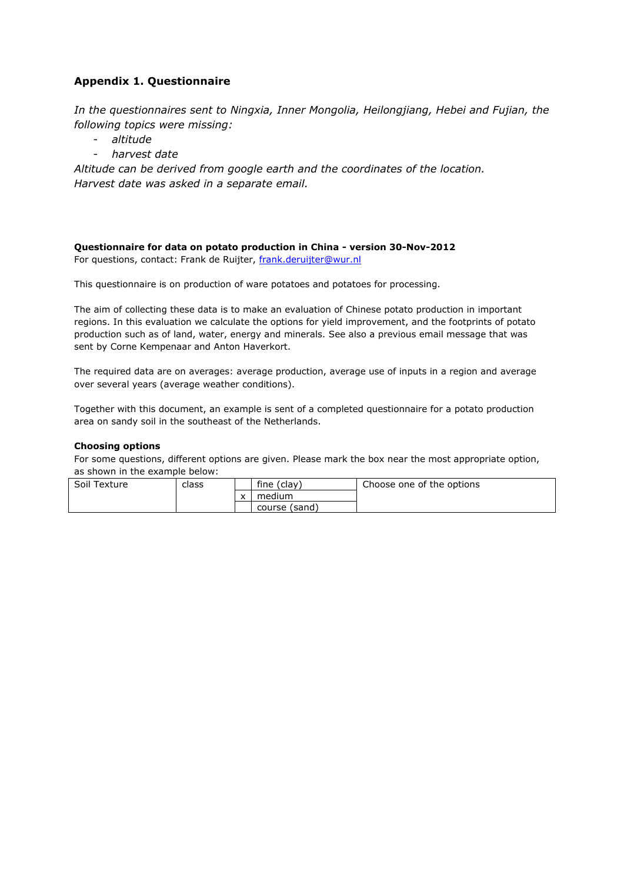### Appendix 1. Questionnaire

*In the questionnaires sent to Ningxia, Inner Mongolia, Heilongjiang, Hebei and Fujian, the following topics were missing:*

- *altitude*
- *harvest date*

*Altitude can be derived from google earth and the coordinates of the location.*
*Harvest date was asked in a separate email.*

**Questionnaire for data on potato production in China - version 30-Nov-2012**
For questions, contact: Frank de Ruijter, frank.deruijter@wur.nl

This questionnaire is on production of ware potatoes and potatoes for processing.

The aim of collecting these data is to make an evaluation of Chinese potato production in important regions. In this evaluation we calculate the options for yield improvement, and the footprints of potato production such as of land, water, energy and minerals. See also a previous email message that was sent by Corne Kempenaar and Anton Haverkort.

The required data are on averages: average production, average use of inputs in a region and average over several years (average weather conditions).

Together with this document, an example is sent of a completed questionnaire for a potato production area on sandy soil in the southeast of the Netherlands.

**Choosing options**
For some questions, different options are given. Please mark the box near the most appropriate option, as shown in the example below:

| Soil Texture | class | | fine (clay) | Choose one of the options |
|---|---|---|---|---|
| | | x | medium | |
| | | | course (sand) | |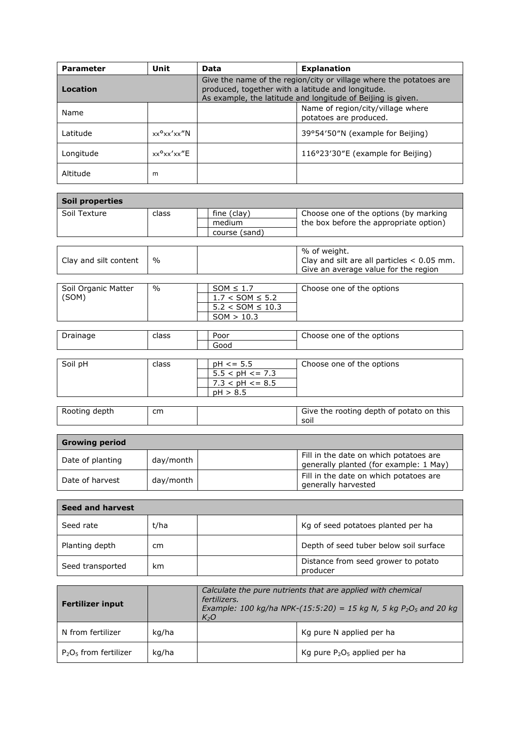| **Parameter** | **Unit** | **Data** | **Explanation** |
| --- | --- | --- | --- |
| **Location** | | Give the name of the region/city or village where the potatoes are produced, together with a latitude and longitude. As example, the latitude and longitude of Beijing is given. | |
| Name | | | Name of region/city/village where potatoes are produced. |
| Latitude | xx°xx'xx"N | | 39°54'50"N (example for Beijing) |
| Longitude | xx°xx'xx"E | | 116°23'30"E (example for Beijing) |
| Altitude | m | | |

| | | | | |
| --- | --- | --- | --- | --- |
| **Soil properties** | | | | |
| Soil Texture | class | | fine (clay) | Choose one of the options (by marking the box before the appropriate option) |
| | | | medium | |
| | | | course (sand) | |

| | | | |
| --- | --- | --- | --- |
| Clay and silt content | % | | % of weight. Clay and silt are all particles < 0.05 mm. Give an average value for the region |

| | | | | |
| --- | --- | --- | --- | --- |
| Soil Organic Matter (SOM) | % | | SOM ≤ 1.7 | Choose one of the options |
| | | | 1.7 < SOM ≤ 5.2 | |
| | | | 5.2 < SOM ≤ 10.3 | |
| | | | SOM > 10.3 | |

| | | | | |
| --- | --- | --- | --- | --- |
| Drainage | class | | Poor | Choose one of the options |
| | | | Good | |

| | | | | |
| --- | --- | --- | --- | --- |
| Soil pH | class | | pH <= 5.5 | Choose one of the options |
| | | | 5.5 < pH <= 7.3 | |
| | | | 7.3 < pH <= 8.5 | |
| | | | pH > 8.5 | |

| | | | |
| --- | --- | --- | --- |
| Rooting depth | cm | | Give the rooting depth of potato on this soil |

| | | | |
| --- | --- | --- | --- |
| **Growing period** | | | |
| Date of planting | day/month | | Fill in the date on which potatoes are generally planted (for example: 1 May) |
| Date of harvest | day/month | | Fill in the date on which potatoes are generally harvested |

| | | | |
| --- | --- | --- | --- |
| **Seed and harvest** | | | |
| Seed rate | t/ha | | Kg of seed potatoes planted per ha |
| Planting depth | cm | | Depth of seed tuber below soil surface |
| Seed transported | km | | Distance from seed grower to potato producer |

| | | | |
| --- | --- | --- | --- |
| **Fertilizer input** | | *Calculate the pure nutrients that are applied with chemical fertilizers. Example: 100 kg/ha NPK-(15:5:20) = 15 kg N, 5 kg $P_2O_5$ and 20 kg $K_2O$* | |
| N from fertilizer | kg/ha | | Kg pure N applied per ha |
| $P_2O_5$ from fertilizer | kg/ha | | Kg pure $P_2O_5$ applied per ha |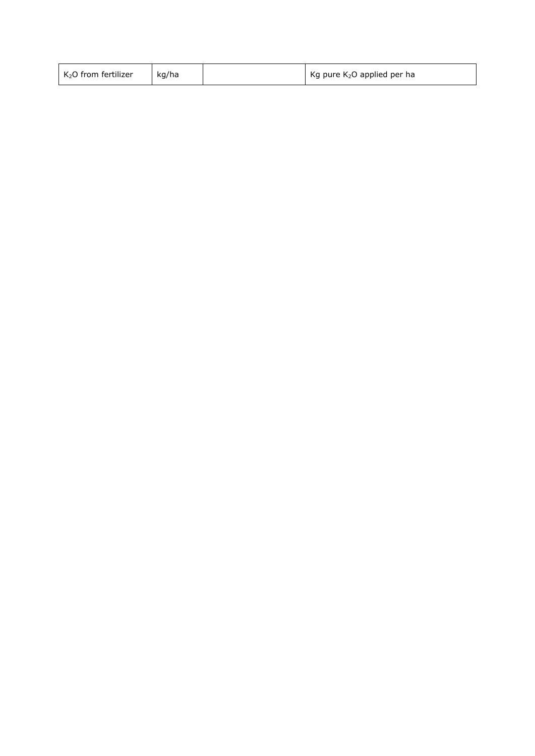| | | | |
|---|---|---|---|
| $K_2O$ from fertilizer | kg/ha | | Kg pure $K_2O$ applied per ha |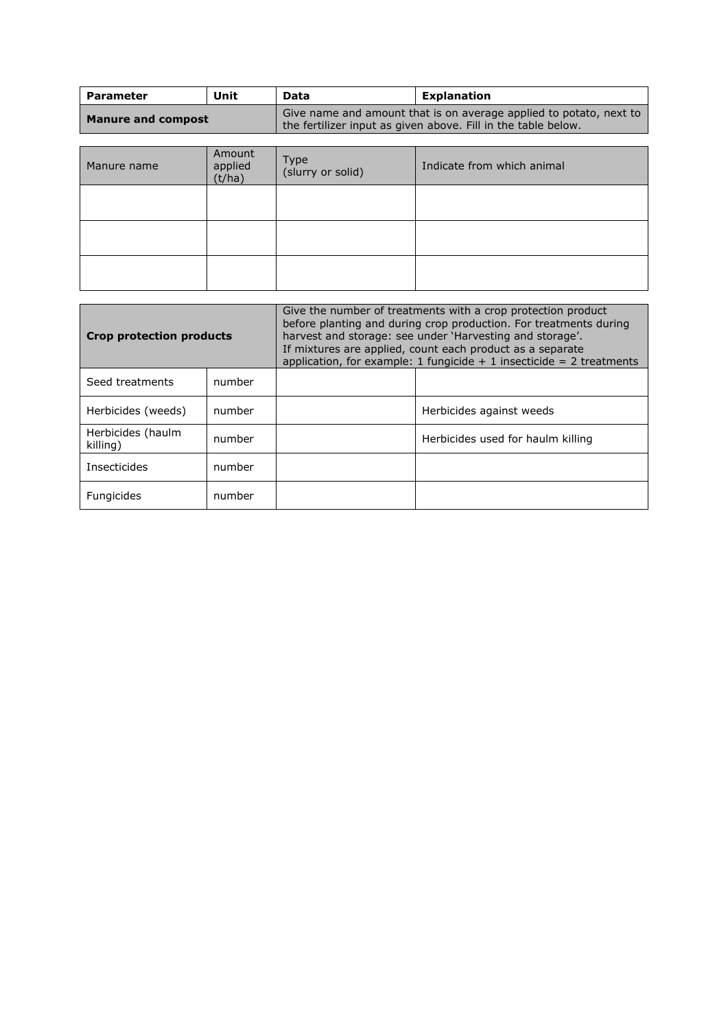| Parameter | Unit | Data | Explanation |
|---|---|---|---|
| **Manure and compost** | | Give name and amount that is on average applied to potato, next to the fertilizer input as given above. Fill in the table below. | |

| Manure name | Amount applied (t/ha) | Type (slurry or solid) | Indicate from which animal |
|---|---|---|---|
| | | | |
| | | | |
| | | | |

| **Crop protection products** | | Give the number of treatments with a crop protection product before planting and during crop production. For treatments during harvest and storage: see under 'Harvesting and storage'. If mixtures are applied, count each product as a separate application, for example: 1 fungicide + 1 insecticide = 2 treatments | |
|---|---|---|---|
| Seed treatments | number | | |
| Herbicides (weeds) | number | | Herbicides against weeds |
| Herbicides (haulm killing) | number | | Herbicides used for haulm killing |
| Insecticides | number | | |
| Fungicides | number | | |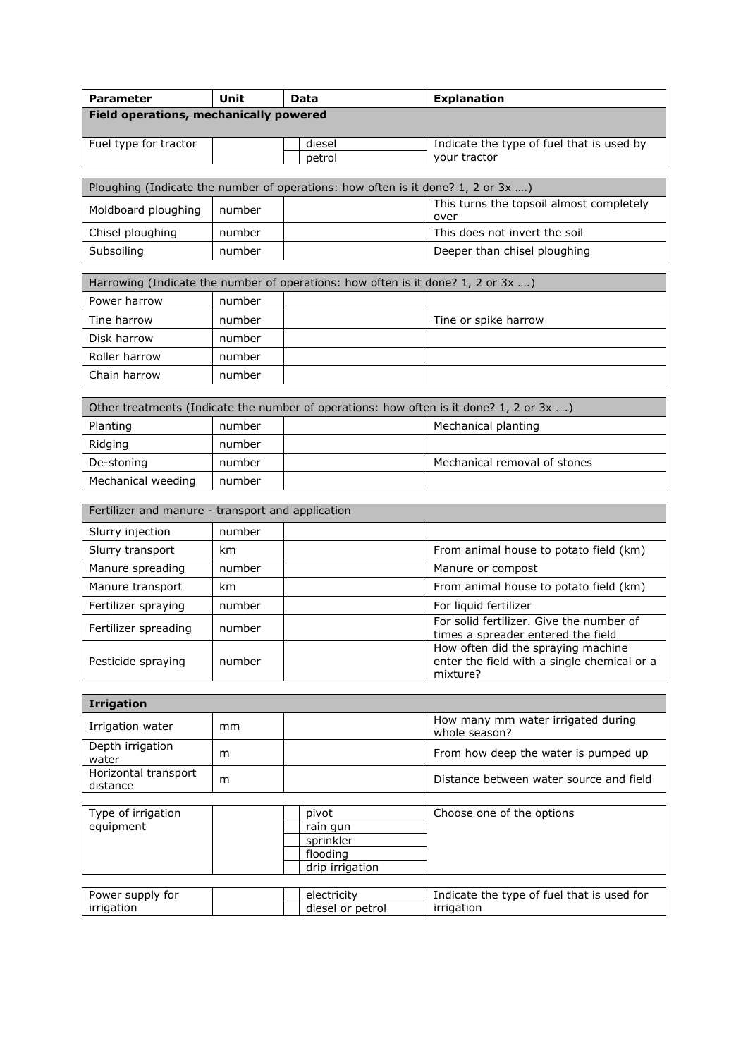| Parameter | Unit | Data | Explanation |
| --- | --- | --- | --- |
| **Field operations, mechanically powered** | | | |
| Fuel type for tractor | | diesel | Indicate the type of fuel that is used by your tractor |
| | | petrol | |

| Ploughing (Indicate the number of operations: how often is it done? 1, 2 or 3x ….) | | | |
| --- | --- | --- | --- |
| Moldboard ploughing | number | | This turns the topsoil almost completely over |
| Chisel ploughing | number | | This does not invert the soil |
| Subsoiling | number | | Deeper than chisel ploughing |

| Harrowing (Indicate the number of operations: how often is it done? 1, 2 or 3x ….) | | | |
| --- | --- | --- | --- |
| Power harrow | number | | |
| Tine harrow | number | | Tine or spike harrow |
| Disk harrow | number | | |
| Roller harrow | number | | |
| Chain harrow | number | | |

| Other treatments (Indicate the number of operations: how often is it done? 1, 2 or 3x ….) | | | |
| --- | --- | --- | --- |
| Planting | number | | Mechanical planting |
| Ridging | number | | |
| De-stoning | number | | Mechanical removal of stones |
| Mechanical weeding | number | | |

| Fertilizer and manure - transport and application | | | |
| --- | --- | --- | --- |
| Slurry injection | number | | |
| Slurry transport | km | | From animal house to potato field (km) |
| Manure spreading | number | | Manure or compost |
| Manure transport | km | | From animal house to potato field (km) |
| Fertilizer spraying | number | | For liquid fertilizer |
| Fertilizer spreading | number | | For solid fertilizer. Give the number of times a spreader entered the field |
| Pesticide spraying | number | | How often did the spraying machine enter the field with a single chemical or a mixture? |

| **Irrigation** | | | |
| --- | --- | --- | --- |
| Irrigation water | mm | | How many mm water irrigated during whole season? |
| Depth irrigation water | m | | From how deep the water is pumped up |
| Horizontal transport distance | m | | Distance between water source and field |

| | | | |
| --- | --- | --- | --- |
| Type of irrigation equipment | | pivot | Choose one of the options |
| | | rain gun | |
| | | sprinkler | |
| | | flooding | |
| | | drip irrigation | |

| | | | |
| --- | --- | --- | --- |
| Power supply for irrigation | | electricity | Indicate the type of fuel that is used for irrigation |
| | | diesel or petrol | |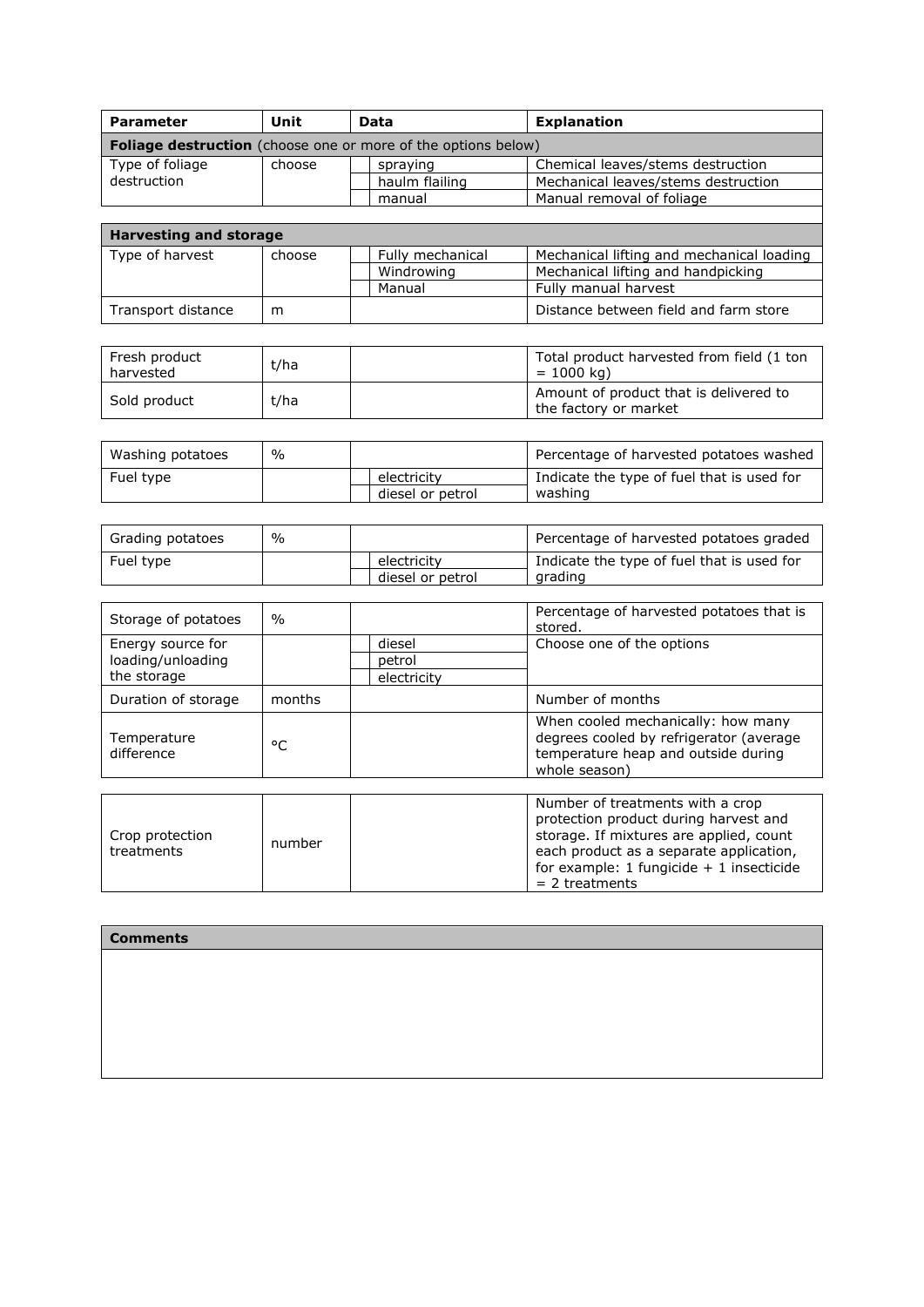| Parameter | Unit | Data | Explanation |
|---|---|---|---|
| **Foliage destruction** (choose one or more of the options below) | | | |
| Type of foliage destruction | choose | spraying | Chemical leaves/stems destruction |
| | | haulm flailing | Mechanical leaves/stems destruction |
| | | manual | Manual removal of foliage |

| **Harvesting and storage** | | | |
|---|---|---|---|
| Type of harvest | choose | Fully mechanical | Mechanical lifting and mechanical loading |
| | | Windrowing | Mechanical lifting and handpicking |
| | | Manual | Fully manual harvest |
| Transport distance | m | | Distance between field and farm store |

| | | | |
|---|---|---|---|
| Fresh product harvested | t/ha | | Total product harvested from field (1 ton = 1000 kg) |
| Sold product | t/ha | | Amount of product that is delivered to the factory or market |

| | | | |
|---|---|---|---|
| Washing potatoes | % | | Percentage of harvested potatoes washed |
| Fuel type | | electricity | Indicate the type of fuel that is used for washing |
| | | diesel or petrol | |

| | | | |
|---|---|---|---|
| Grading potatoes | % | | Percentage of harvested potatoes graded |
| Fuel type | | electricity | Indicate the type of fuel that is used for grading |
| | | diesel or petrol | |

| | | | |
|---|---|---|---|
| Storage of potatoes | % | | Percentage of harvested potatoes that is stored. |
| Energy source for loading/unloading the storage | | diesel | Choose one of the options |
| | | petrol | |
| | | electricity | |
| Duration of storage | months | | Number of months |
| Temperature difference | °C | | When cooled mechanically: how many degrees cooled by refrigerator (average temperature heap and outside during whole season) |

| | | | |
|---|---|---|---|
| Crop protection treatments | number | | Number of treatments with a crop protection product during harvest and storage. If mixtures are applied, count each product as a separate application, for example: 1 fungicide + 1 insecticide = 2 treatments |

| **Comments** |
|---|
| |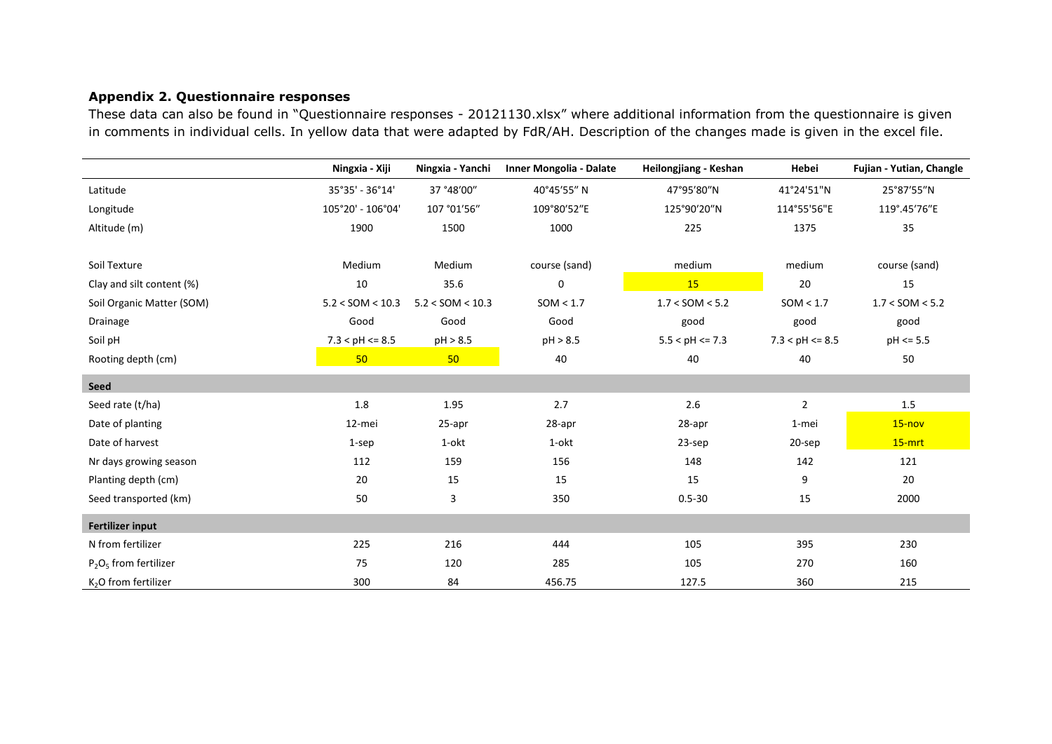## Appendix 2. Questionnaire responses

These data can also be found in "Questionnaire responses - 20121130.xlsx" where additional information from the questionnaire is given in comments in individual cells. In yellow data that were adapted by FdR/AH. Description of the changes made is given in the excel file.

| | Ningxia - Xiji | Ningxia - Yanchi | Inner Mongolia - Dalate | Heilongjiang - Keshan | Hebei | Fujian - Yutian, Changle |
|---|---|---|---|---|---|---|
| Latitude | 35°35' - 36°14' | 37 °48'00" | 40°45'55" N | 47°95'80"N | 41°24'51"N | 25°87'55"N |
| Longitude | 105°20' - 106°04' | 107 °01'56" | 109°80'52"E | 125°90'20"N | 114°55'56"E | 119°.45'76"E |
| Altitude (m) | 1900 | 1500 | 1000 | 225 | 1375 | 35 |
| | | | | | | |
| Soil Texture | Medium | Medium | course (sand) | medium | medium | course (sand) |
| Clay and silt content (%) | 10 | 35.6 | 0 | 15 | 20 | 15 |
| Soil Organic Matter (SOM) | 5.2 < SOM < 10.3 | 5.2 < SOM < 10.3 | SOM < 1.7 | 1.7 < SOM < 5.2 | SOM < 1.7 | 1.7 < SOM < 5.2 |
| Drainage | Good | Good | Good | good | good | good |
| Soil pH | 7.3 < pH <= 8.5 | pH > 8.5 | pH > 8.5 | 5.5 < pH <= 7.3 | 7.3 < pH <= 8.5 | pH <= 5.5 |
| Rooting depth (cm) | 50 | 50 | 40 | 40 | 40 | 50 |
| **Seed** | | | | | | |
| Seed rate (t/ha) | 1.8 | 1.95 | 2.7 | 2.6 | 2 | 1.5 |
| Date of planting | 12-mei | 25-apr | 28-apr | 28-apr | 1-mei | 15-nov |
| Date of harvest | 1-sep | 1-okt | 1-okt | 23-sep | 20-sep | 15-mrt |
| Nr days growing season | 112 | 159 | 156 | 148 | 142 | 121 |
| Planting depth (cm) | 20 | 15 | 15 | 15 | 9 | 20 |
| Seed transported (km) | 50 | 3 | 350 | 0.5-30 | 15 | 2000 |
| **Fertilizer input** | | | | | | |
| N from fertilizer | 225 | 216 | 444 | 105 | 395 | 230 |
| $P_2O_5$ from fertilizer | 75 | 120 | 285 | 105 | 270 | 160 |
| $K_2O$ from fertilizer | 300 | 84 | 456.75 | 127.5 | 360 | 215 |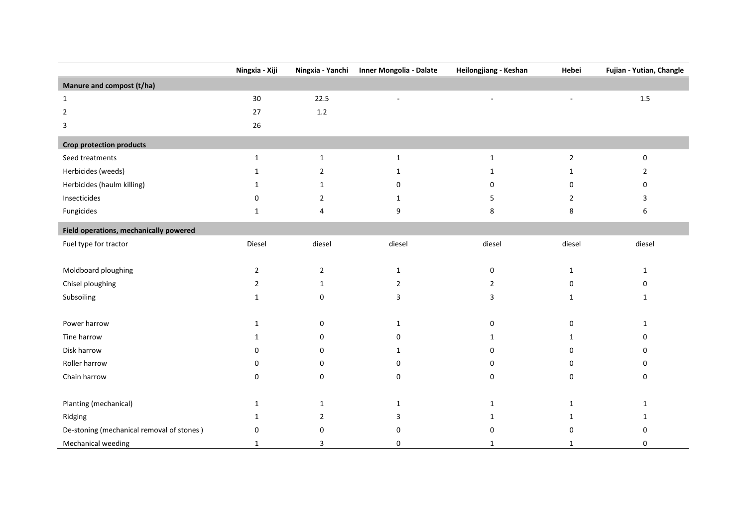| | Ningxia - Xiji | Ningxia - Yanchi | Inner Mongolia - Dalate | Heilongjiang - Keshan | Hebei | Fujian - Yutian, Changle |
|---|---|---|---|---|---|---|
| **Manure and compost (t/ha)** | | | | | | |
| 1 | 30 | 22.5 | - | - | - | 1.5 |
| 2 | 27 | 1.2 | | | | |
| 3 | 26 | | | | | |
| **Crop protection products** | | | | | | |
| Seed treatments | 1 | 1 | 1 | 1 | 2 | 0 |
| Herbicides (weeds) | 1 | 2 | 1 | 1 | 1 | 2 |
| Herbicides (haulm killing) | 1 | 1 | 0 | 0 | 0 | 0 |
| Insecticides | 0 | 2 | 1 | 5 | 2 | 3 |
| Fungicides | 1 | 4 | 9 | 8 | 8 | 6 |
| **Field operations, mechanically powered** | | | | | | |
| Fuel type for tractor | Diesel | diesel | diesel | diesel | diesel | diesel |
| Moldboard ploughing | 2 | 2 | 1 | 0 | 1 | 1 |
| Chisel ploughing | 2 | 1 | 2 | 2 | 0 | 0 |
| Subsoiling | 1 | 0 | 3 | 3 | 1 | 1 |
| Power harrow | 1 | 0 | 1 | 0 | 0 | 1 |
| Tine harrow | 1 | 0 | 0 | 1 | 1 | 0 |
| Disk harrow | 0 | 0 | 1 | 0 | 0 | 0 |
| Roller harrow | 0 | 0 | 0 | 0 | 0 | 0 |
| Chain harrow | 0 | 0 | 0 | 0 | 0 | 0 |
| Planting (mechanical) | 1 | 1 | 1 | 1 | 1 | 1 |
| Ridging | 1 | 2 | 3 | 1 | 1 | 1 |
| De-stoning (mechanical removal of stones ) | 0 | 0 | 0 | 0 | 0 | 0 |
| Mechanical weeding | 1 | 3 | 0 | 1 | 1 | 0 |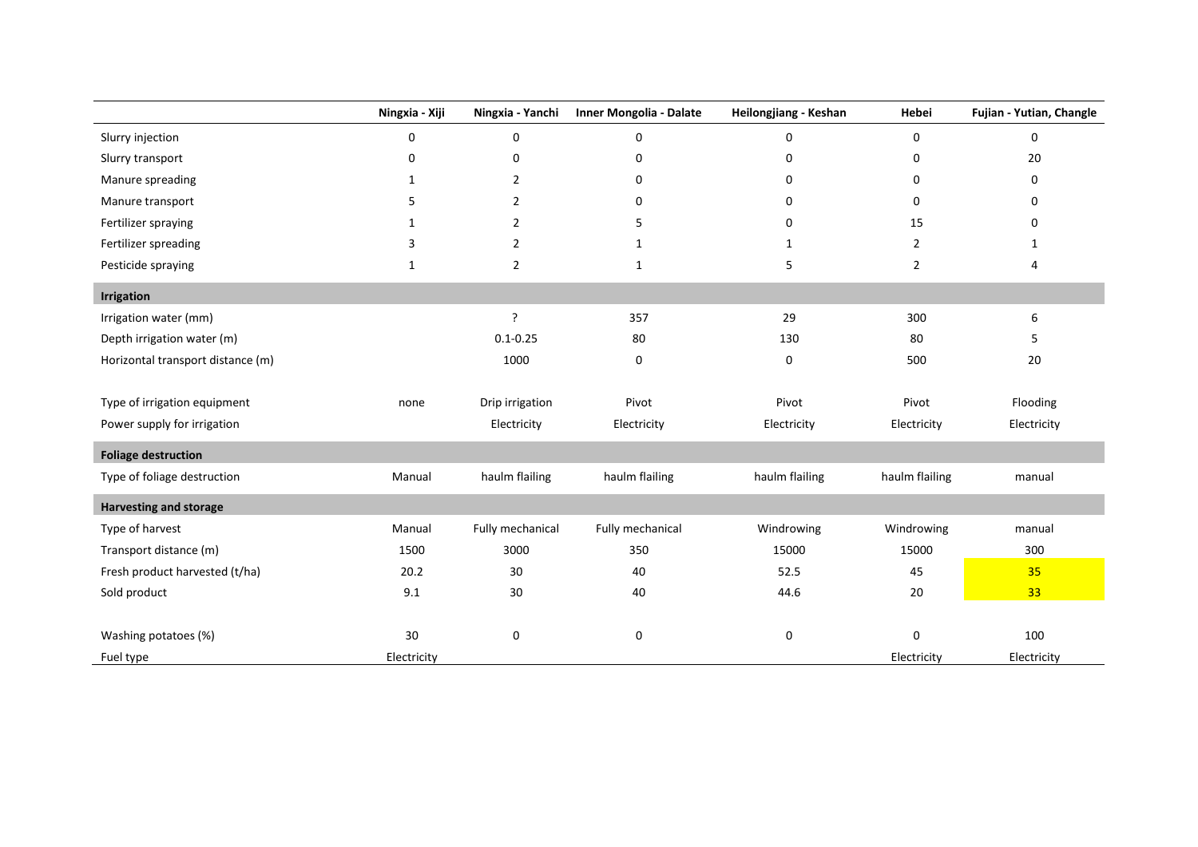| | Ningxia - Xiji | Ningxia - Yanchi | Inner Mongolia - Dalate | Heilongjiang - Keshan | Hebei | Fujian - Yutian, Changle |
|---|---|---|---|---|---|---|
| Slurry injection | 0 | 0 | 0 | 0 | 0 | 0 |
| Slurry transport | 0 | 0 | 0 | 0 | 0 | 20 |
| Manure spreading | 1 | 2 | 0 | 0 | 0 | 0 |
| Manure transport | 5 | 2 | 0 | 0 | 0 | 0 |
| Fertilizer spraying | 1 | 2 | 5 | 0 | 15 | 0 |
| Fertilizer spreading | 3 | 2 | 1 | 1 | 2 | 1 |
| Pesticide spraying | 1 | 2 | 1 | 5 | 2 | 4 |
| **Irrigation** | | | | | | |
| Irrigation water (mm) | | ? | 357 | 29 | 300 | 6 |
| Depth irrigation water (m) | | 0.1-0.25 | 80 | 130 | 80 | 5 |
| Horizontal transport distance (m) | | 1000 | 0 | 0 | 500 | 20 |
| Type of irrigation equipment | none | Drip irrigation | Pivot | Pivot | Pivot | Flooding |
| Power supply for irrigation | | Electricity | Electricity | Electricity | Electricity | Electricity |
| **Foliage destruction** | | | | | | |
| Type of foliage destruction | Manual | haulm flailing | haulm flailing | haulm flailing | haulm flailing | manual |
| **Harvesting and storage** | | | | | | |
| Type of harvest | Manual | Fully mechanical | Fully mechanical | Windrowing | Windrowing | manual |
| Transport distance (m) | 1500 | 3000 | 350 | 15000 | 15000 | 300 |
| Fresh product harvested (t/ha) | 20.2 | 30 | 40 | 52.5 | 45 | 35 |
| Sold product | 9.1 | 30 | 40 | 44.6 | 20 | 33 |
| Washing potatoes (%) | 30 | 0 | 0 | 0 | 0 | 100 |
| Fuel type | Electricity | | | | Electricity | Electricity |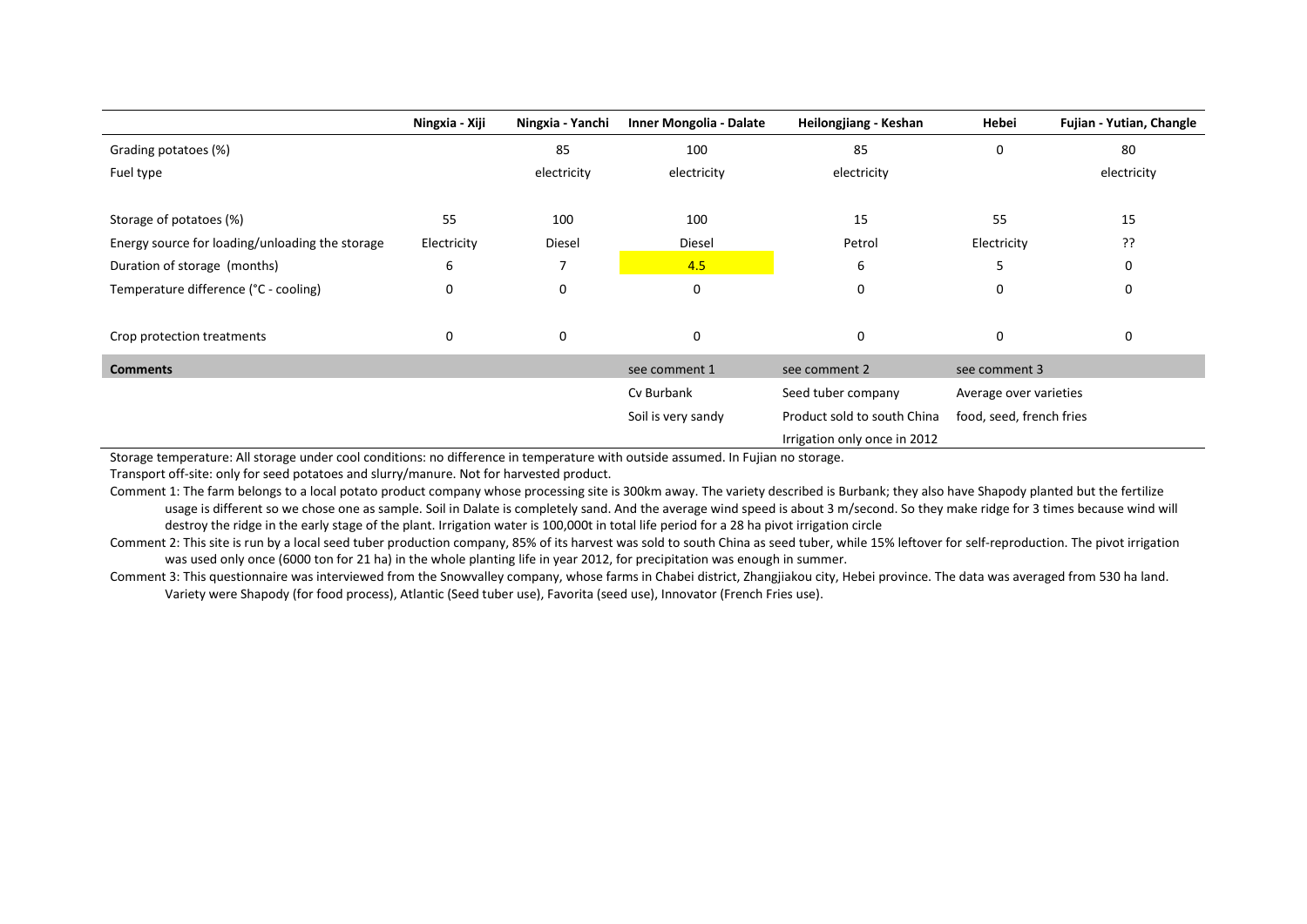| | Ningxia - Xiji | Ningxia - Yanchi | Inner Mongolia - Dalate | Heilongjiang - Keshan | Hebei | Fujian - Yutian, Changle |
|---|---|---|---|---|---|---|
| Grading potatoes (%) | | 85 | 100 | 85 | 0 | 80 |
| Fuel type | | electricity | electricity | electricity | | electricity |
| | | | | | | |
| Storage of potatoes (%) | 55 | 100 | 100 | 15 | 55 | 15 |
| Energy source for loading/unloading the storage | Electricity | Diesel | Diesel | Petrol | Electricity | ?? |
| Duration of storage (months) | 6 | 7 | 4.5 | 6 | 5 | 0 |
| Temperature difference (°C - cooling) | 0 | 0 | 0 | 0 | 0 | 0 |
| | | | | | | |
| Crop protection treatments | 0 | 0 | 0 | 0 | 0 | 0 |
| **Comments** | | | see comment 1 | see comment 2 | see comment 3 | |
| | | | Cv Burbank | Seed tuber company | Average over varieties | |
| | | | Soil is very sandy | Product sold to south China | food, seed, french fries | |
| | | | | Irrigation only once in 2012 | | |

Storage temperature: All storage under cool conditions: no difference in temperature with outside assumed. In Fujian no storage.

Transport off-site: only for seed potatoes and slurry/manure. Not for harvested product.

Comment 1: The farm belongs to a local potato product company whose processing site is 300km away. The variety described is Burbank; they also have Shapody planted but the fertilize usage is different so we chose one as sample. Soil in Dalate is completely sand. And the average wind speed is about 3 m/second. So they make ridge for 3 times because wind will destroy the ridge in the early stage of the plant. Irrigation water is 100,000t in total life period for a 28 ha pivot irrigation circle

Comment 2: This site is run by a local seed tuber production company, 85% of its harvest was sold to south China as seed tuber, while 15% leftover for self-reproduction. The pivot irrigation was used only once (6000 ton for 21 ha) in the whole planting life in year 2012, for precipitation was enough in summer.

Comment 3: This questionnaire was interviewed from the Snowvalley company, whose farms in Chabei district, Zhangjiakou city, Hebei province. The data was averaged from 530 ha land. Variety were Shapody (for food process), Atlantic (Seed tuber use), Favorita (seed use), Innovator (French Fries use).